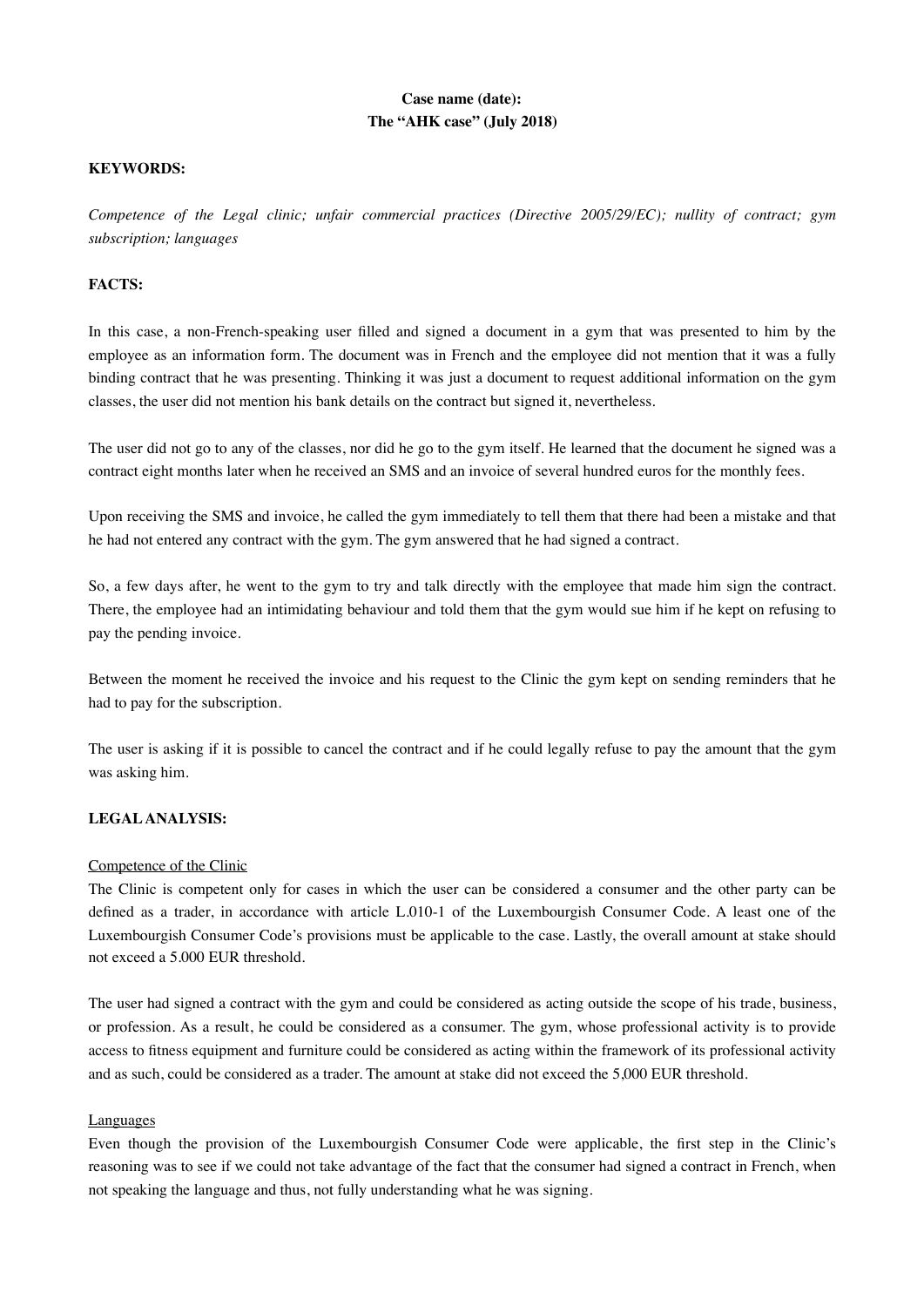**Case name (date):**
**The "AHK case" (July 2018)**

**KEYWORDS:**

*Competence of the Legal clinic; unfair commercial practices (Directive 2005/29/EC); nullity of contract; gym subscription; languages*

**FACTS:**

In this case, a non-French-speaking user filled and signed a document in a gym that was presented to him by the employee as an information form. The document was in French and the employee did not mention that it was a fully binding contract that he was presenting. Thinking it was just a document to request additional information on the gym classes, the user did not mention his bank details on the contract but signed it, nevertheless.

The user did not go to any of the classes, nor did he go to the gym itself. He learned that the document he signed was a contract eight months later when he received an SMS and an invoice of several hundred euros for the monthly fees.

Upon receiving the SMS and invoice, he called the gym immediately to tell them that there had been a mistake and that he had not entered any contract with the gym. The gym answered that he had signed a contract.

So, a few days after, he went to the gym to try and talk directly with the employee that made him sign the contract. There, the employee had an intimidating behaviour and told them that the gym would sue him if he kept on refusing to pay the pending invoice.

Between the moment he received the invoice and his request to the Clinic the gym kept on sending reminders that he had to pay for the subscription.

The user is asking if it is possible to cancel the contract and if he could legally refuse to pay the amount that the gym was asking him.

**LEGAL ANALYSIS:**

Competence of the Clinic

The Clinic is competent only for cases in which the user can be considered a consumer and the other party can be defined as a trader, in accordance with article L.010-1 of the Luxembourgish Consumer Code. A least one of the Luxembourgish Consumer Code's provisions must be applicable to the case. Lastly, the overall amount at stake should not exceed a 5.000 EUR threshold.

The user had signed a contract with the gym and could be considered as acting outside the scope of his trade, business, or profession. As a result, he could be considered as a consumer. The gym, whose professional activity is to provide access to fitness equipment and furniture could be considered as acting within the framework of its professional activity and as such, could be considered as a trader. The amount at stake did not exceed the 5,000 EUR threshold.

Languages

Even though the provision of the Luxembourgish Consumer Code were applicable, the first step in the Clinic's reasoning was to see if we could not take advantage of the fact that the consumer had signed a contract in French, when not speaking the language and thus, not fully understanding what he was signing.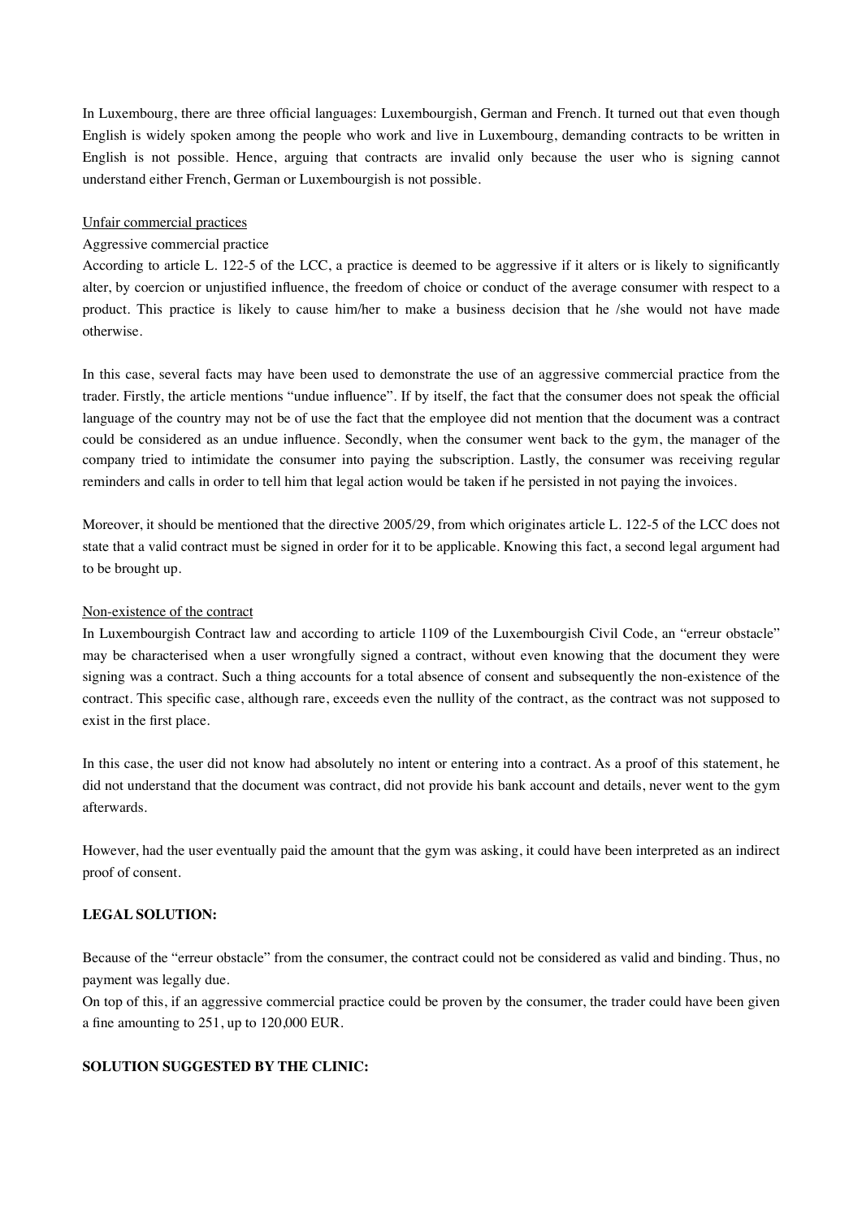In Luxembourg, there are three official languages: Luxembourgish, German and French. It turned out that even though English is widely spoken among the people who work and live in Luxembourg, demanding contracts to be written in English is not possible. Hence, arguing that contracts are invalid only because the user who is signing cannot understand either French, German or Luxembourgish is not possible.

<u>Unfair commercial practices</u>

Aggressive commercial practice

According to article L. 122-5 of the LCC, a practice is deemed to be aggressive if it alters or is likely to significantly alter, by coercion or unjustified influence, the freedom of choice or conduct of the average consumer with respect to a product. This practice is likely to cause him/her to make a business decision that he /she would not have made otherwise.

In this case, several facts may have been used to demonstrate the use of an aggressive commercial practice from the trader. Firstly, the article mentions "undue influence". If by itself, the fact that the consumer does not speak the official language of the country may not be of use the fact that the employee did not mention that the document was a contract could be considered as an undue influence. Secondly, when the consumer went back to the gym, the manager of the company tried to intimidate the consumer into paying the subscription. Lastly, the consumer was receiving regular reminders and calls in order to tell him that legal action would be taken if he persisted in not paying the invoices.

Moreover, it should be mentioned that the directive 2005/29, from which originates article L. 122-5 of the LCC does not state that a valid contract must be signed in order for it to be applicable. Knowing this fact, a second legal argument had to be brought up.

<u>Non-existence of the contract</u>

In Luxembourgish Contract law and according to article 1109 of the Luxembourgish Civil Code, an "erreur obstacle" may be characterised when a user wrongfully signed a contract, without even knowing that the document they were signing was a contract. Such a thing accounts for a total absence of consent and subsequently the non-existence of the contract. This specific case, although rare, exceeds even the nullity of the contract, as the contract was not supposed to exist in the first place.

In this case, the user did not know had absolutely no intent or entering into a contract. As a proof of this statement, he did not understand that the document was contract, did not provide his bank account and details, never went to the gym afterwards.

However, had the user eventually paid the amount that the gym was asking, it could have been interpreted as an indirect proof of consent.

**LEGAL SOLUTION:**

Because of the "erreur obstacle" from the consumer, the contract could not be considered as valid and binding. Thus, no payment was legally due.

On top of this, if an aggressive commercial practice could be proven by the consumer, the trader could have been given a fine amounting to 251, up to 120,000 EUR.

**SOLUTION SUGGESTED BY THE CLINIC:**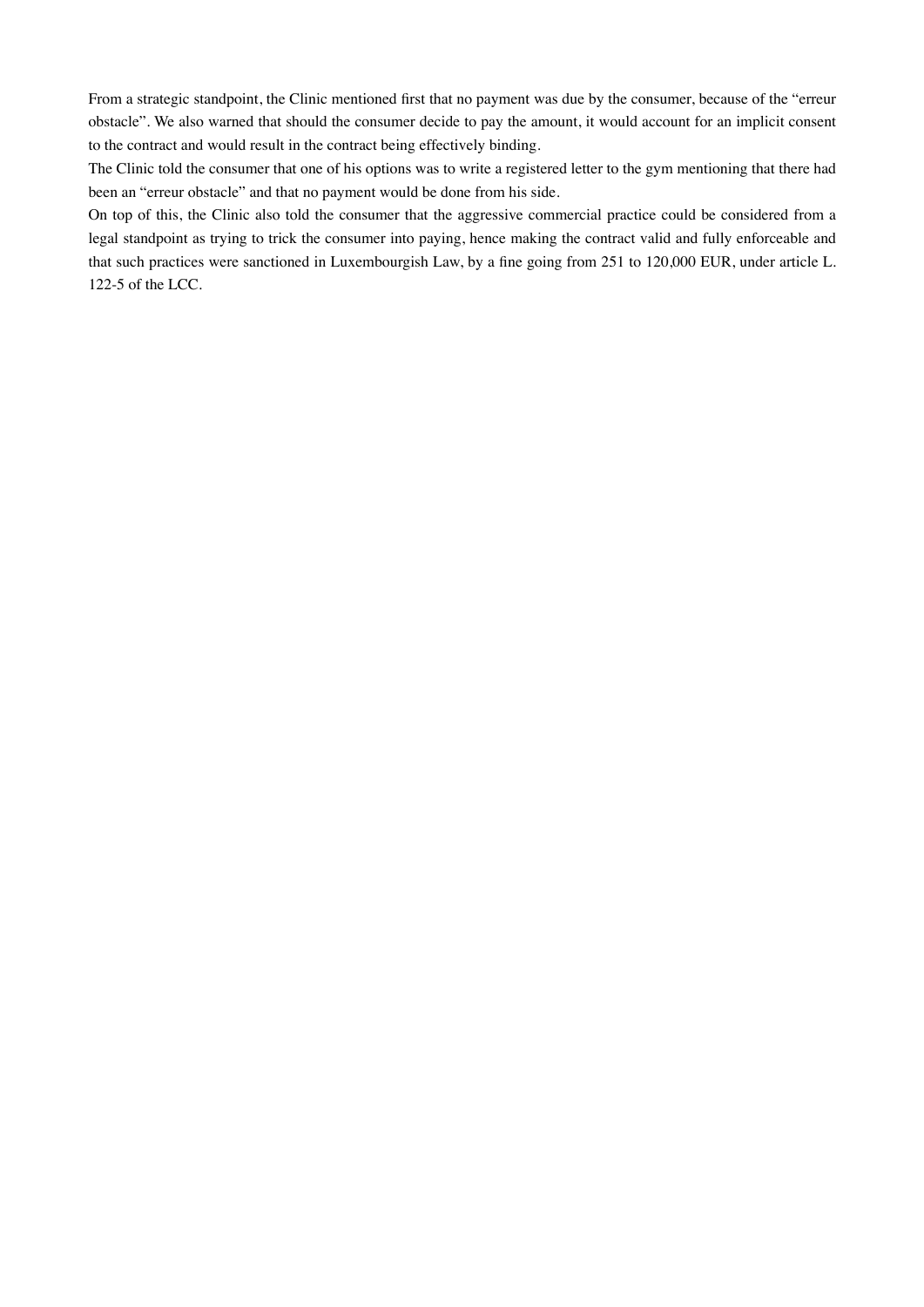From a strategic standpoint, the Clinic mentioned first that no payment was due by the consumer, because of the "erreur obstacle". We also warned that should the consumer decide to pay the amount, it would account for an implicit consent to the contract and would result in the contract being effectively binding.

The Clinic told the consumer that one of his options was to write a registered letter to the gym mentioning that there had been an "erreur obstacle" and that no payment would be done from his side.

On top of this, the Clinic also told the consumer that the aggressive commercial practice could be considered from a legal standpoint as trying to trick the consumer into paying, hence making the contract valid and fully enforceable and that such practices were sanctioned in Luxembourgish Law, by a fine going from 251 to 120,000 EUR, under article L. 122-5 of the LCC.